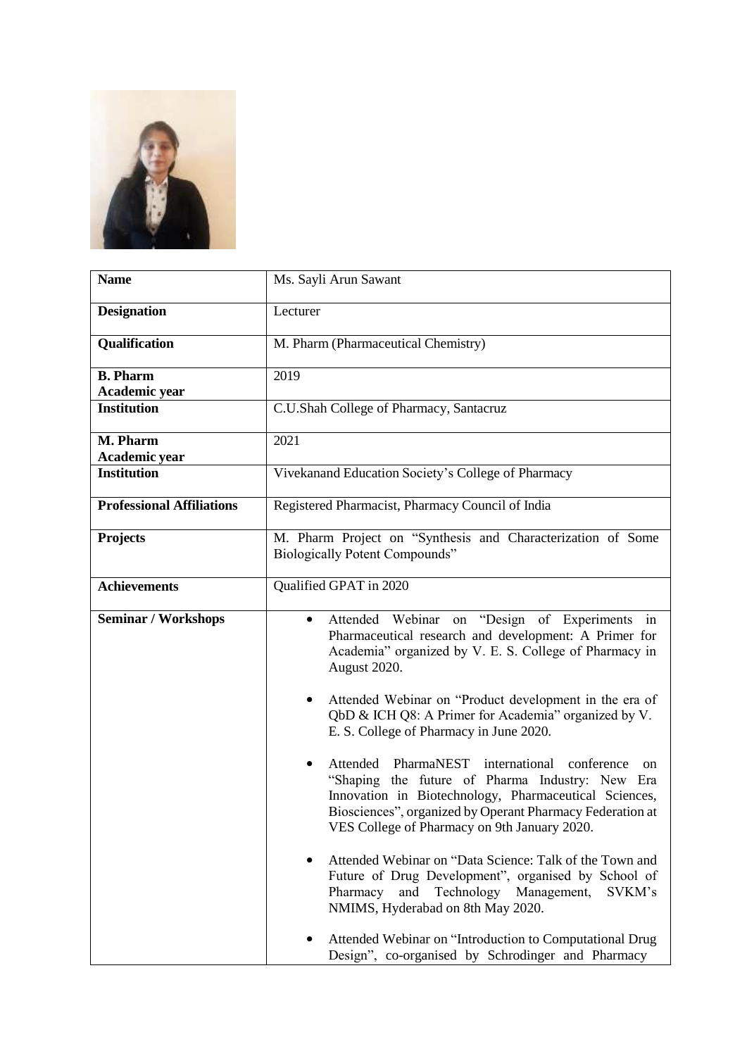| Name | Ms. Sayli Arun Sawant |
|---|---|
| **Designation** | Lecturer |
| **Qualification** | M. Pharm (Pharmaceutical Chemistry) |
| **B. Pharm Academic year** | 2019 |
| **Institution** | C.U.Shah College of Pharmacy, Santacruz |
| **M. Pharm Academic year** | 2021 |
| **Institution** | Vivekanand Education Society's College of Pharmacy |
| **Professional Affiliations** | Registered Pharmacist, Pharmacy Council of India |
| **Projects** | M. Pharm Project on "Synthesis and Characterization of Some Biologically Potent Compounds" |
| **Achievements** | Qualified GPAT in 2020 |
| **Seminar / Workshops** | • Attended Webinar on "Design of Experiments in Pharmaceutical research and development: A Primer for Academia" organized by V. E. S. College of Pharmacy in August 2020.<br><br>• Attended Webinar on "Product development in the era of QbD & ICH Q8: A Primer for Academia" organized by V. E. S. College of Pharmacy in June 2020.<br><br>• Attended PharmaNEST international conference on "Shaping the future of Pharma Industry: New Era Innovation in Biotechnology, Pharmaceutical Sciences, Biosciences", organized by Operant Pharmacy Federation at VES College of Pharmacy on 9th January 2020.<br><br>• Attended Webinar on "Data Science: Talk of the Town and Future of Drug Development", organised by School of Pharmacy and Technology Management, SVKM's NMIMS, Hyderabad on 8th May 2020.<br><br>• Attended Webinar on "Introduction to Computational Drug Design", co-organised by Schrodinger and Pharmacy |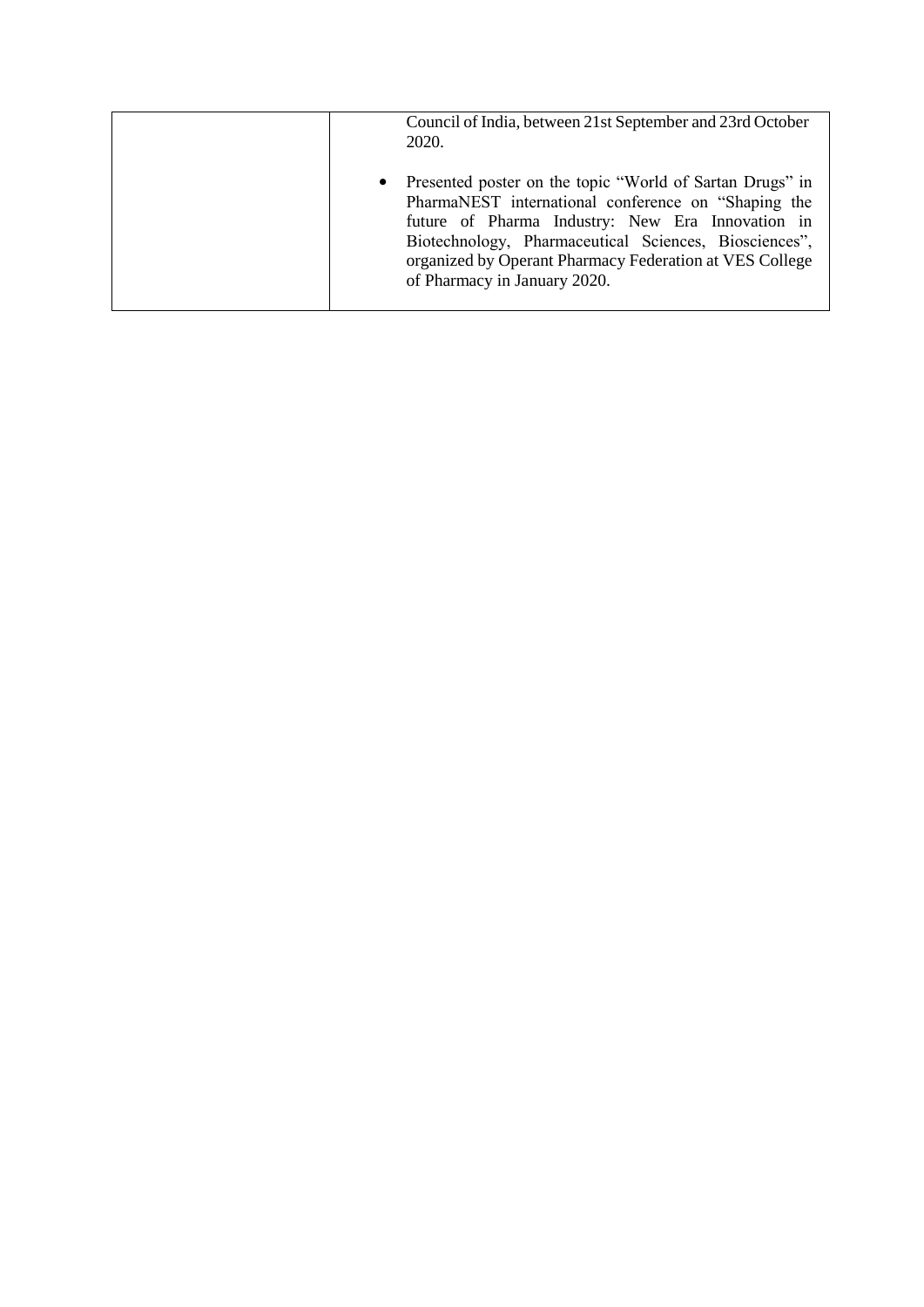| | |
|---|---|
| | Council of India, between 21st September and 23rd October 2020.<br><br>• Presented poster on the topic “World of Sartan Drugs” in PharmaNEST international conference on “Shaping the future of Pharma Industry: New Era Innovation in Biotechnology, Pharmaceutical Sciences, Biosciences”, organized by Operant Pharmacy Federation at VES College of Pharmacy in January 2020. |